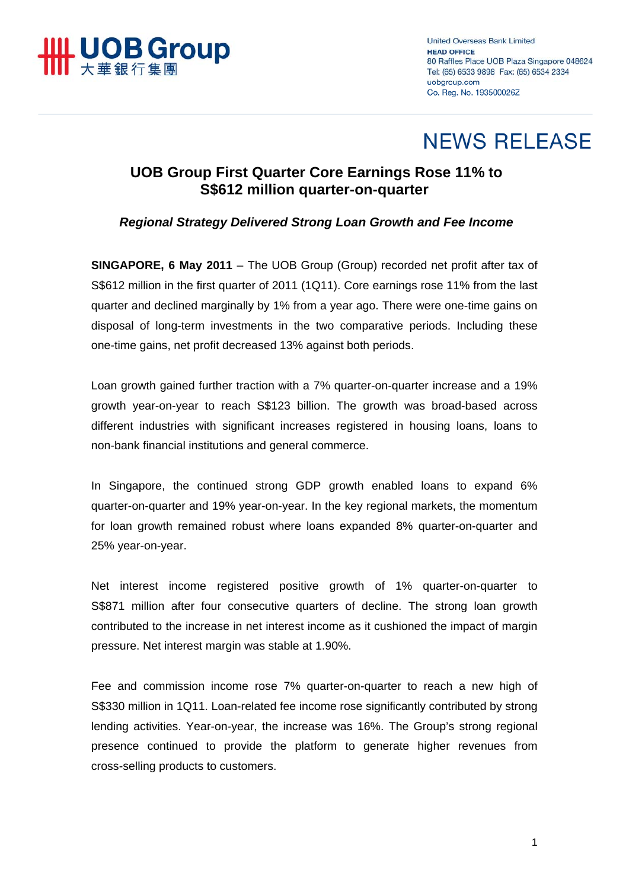UOB Group 大華銀行集團

United Overseas Bank Limited
**HEAD OFFICE**
80 Raffles Place UOB Plaza Singapore 048624
Tel: (65) 6533 9898 Fax: (65) 6534 2334
uobgroup.com
Co. Reg. No. 193500026Z

# NEWS RELEASE

## UOB Group First Quarter Core Earnings Rose 11% to S$612 million quarter-on-quarter

***Regional Strategy Delivered Strong Loan Growth and Fee Income***

**SINGAPORE, 6 May 2011** – The UOB Group (Group) recorded net profit after tax of S$612 million in the first quarter of 2011 (1Q11). Core earnings rose 11% from the last quarter and declined marginally by 1% from a year ago. There were one-time gains on disposal of long-term investments in the two comparative periods. Including these one-time gains, net profit decreased 13% against both periods.

Loan growth gained further traction with a 7% quarter-on-quarter increase and a 19% growth year-on-year to reach S$123 billion. The growth was broad-based across different industries with significant increases registered in housing loans, loans to non-bank financial institutions and general commerce.

In Singapore, the continued strong GDP growth enabled loans to expand 6% quarter-on-quarter and 19% year-on-year. In the key regional markets, the momentum for loan growth remained robust where loans expanded 8% quarter-on-quarter and 25% year-on-year.

Net interest income registered positive growth of 1% quarter-on-quarter to S$871 million after four consecutive quarters of decline. The strong loan growth contributed to the increase in net interest income as it cushioned the impact of margin pressure. Net interest margin was stable at 1.90%.

Fee and commission income rose 7% quarter-on-quarter to reach a new high of S$330 million in 1Q11. Loan-related fee income rose significantly contributed by strong lending activities. Year-on-year, the increase was 16%. The Group's strong regional presence continued to provide the platform to generate higher revenues from cross-selling products to customers.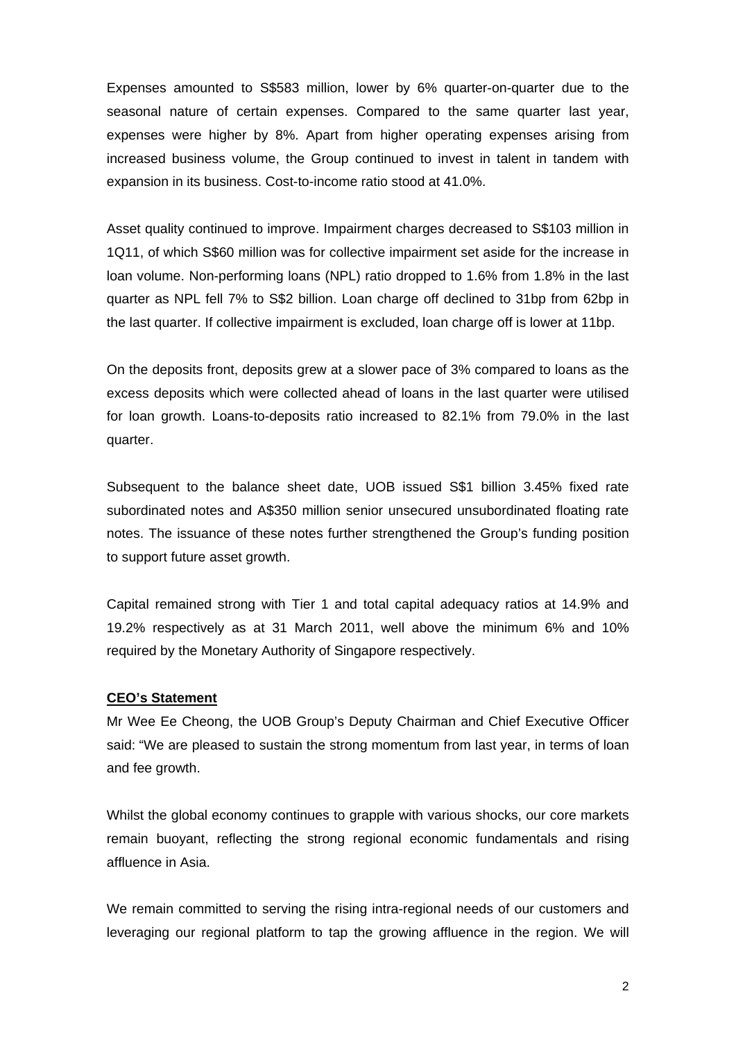Expenses amounted to S$583 million, lower by 6% quarter-on-quarter due to the seasonal nature of certain expenses. Compared to the same quarter last year, expenses were higher by 8%. Apart from higher operating expenses arising from increased business volume, the Group continued to invest in talent in tandem with expansion in its business. Cost-to-income ratio stood at 41.0%.

Asset quality continued to improve. Impairment charges decreased to S$103 million in 1Q11, of which S$60 million was for collective impairment set aside for the increase in loan volume. Non-performing loans (NPL) ratio dropped to 1.6% from 1.8% in the last quarter as NPL fell 7% to S$2 billion. Loan charge off declined to 31bp from 62bp in the last quarter. If collective impairment is excluded, loan charge off is lower at 11bp.

On the deposits front, deposits grew at a slower pace of 3% compared to loans as the excess deposits which were collected ahead of loans in the last quarter were utilised for loan growth. Loans-to-deposits ratio increased to 82.1% from 79.0% in the last quarter.

Subsequent to the balance sheet date, UOB issued S$1 billion 3.45% fixed rate subordinated notes and A$350 million senior unsecured unsubordinated floating rate notes. The issuance of these notes further strengthened the Group's funding position to support future asset growth.

Capital remained strong with Tier 1 and total capital adequacy ratios at 14.9% and 19.2% respectively as at 31 March 2011, well above the minimum 6% and 10% required by the Monetary Authority of Singapore respectively.

**CEO's Statement**

Mr Wee Ee Cheong, the UOB Group's Deputy Chairman and Chief Executive Officer said: "We are pleased to sustain the strong momentum from last year, in terms of loan and fee growth.

Whilst the global economy continues to grapple with various shocks, our core markets remain buoyant, reflecting the strong regional economic fundamentals and rising affluence in Asia.

We remain committed to serving the rising intra-regional needs of our customers and leveraging our regional platform to tap the growing affluence in the region. We will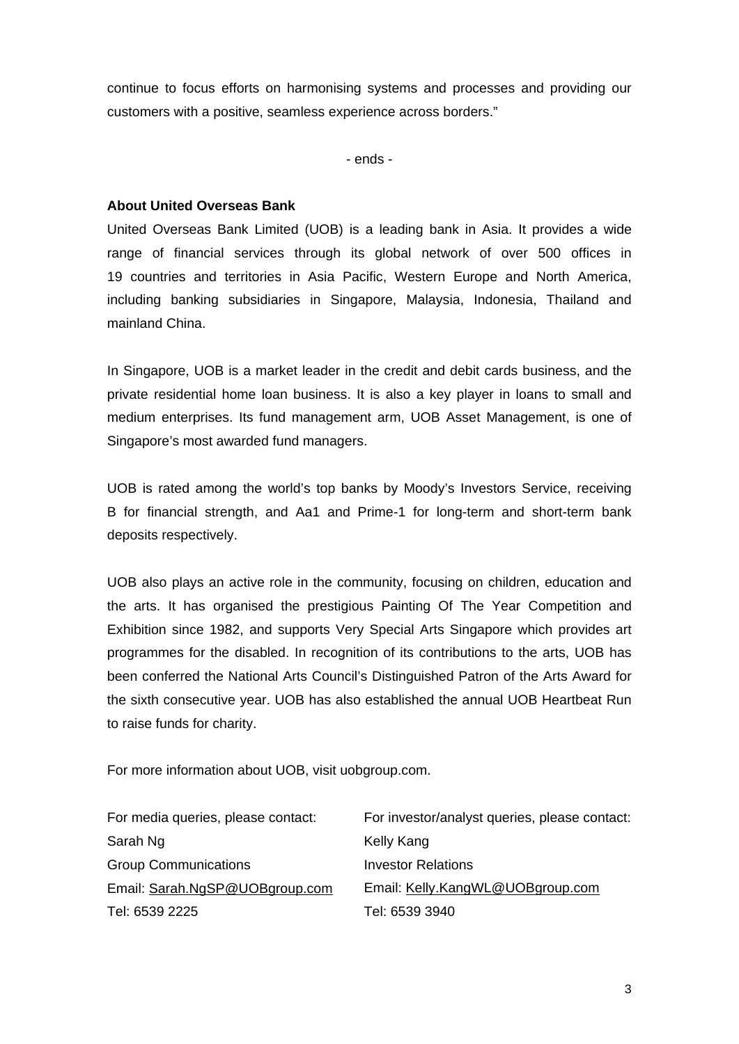continue to focus efforts on harmonising systems and processes and providing our customers with a positive, seamless experience across borders."

- ends -

**About United Overseas Bank**

United Overseas Bank Limited (UOB) is a leading bank in Asia. It provides a wide range of financial services through its global network of over 500 offices in 19 countries and territories in Asia Pacific, Western Europe and North America, including banking subsidiaries in Singapore, Malaysia, Indonesia, Thailand and mainland China.

In Singapore, UOB is a market leader in the credit and debit cards business, and the private residential home loan business. It is also a key player in loans to small and medium enterprises. Its fund management arm, UOB Asset Management, is one of Singapore's most awarded fund managers.

UOB is rated among the world's top banks by Moody's Investors Service, receiving B for financial strength, and Aa1 and Prime-1 for long-term and short-term bank deposits respectively.

UOB also plays an active role in the community, focusing on children, education and the arts. It has organised the prestigious Painting Of The Year Competition and Exhibition since 1982, and supports Very Special Arts Singapore which provides art programmes for the disabled. In recognition of its contributions to the arts, UOB has been conferred the National Arts Council's Distinguished Patron of the Arts Award for the sixth consecutive year. UOB has also established the annual UOB Heartbeat Run to raise funds for charity.

For more information about UOB, visit uobgroup.com.

For media queries, please contact:
Sarah Ng
Group Communications
Email: Sarah.NgSP@UOBgroup.com
Tel: 6539 2225

For investor/analyst queries, please contact:
Kelly Kang
Investor Relations
Email: Kelly.KangWL@UOBgroup.com
Tel: 6539 3940